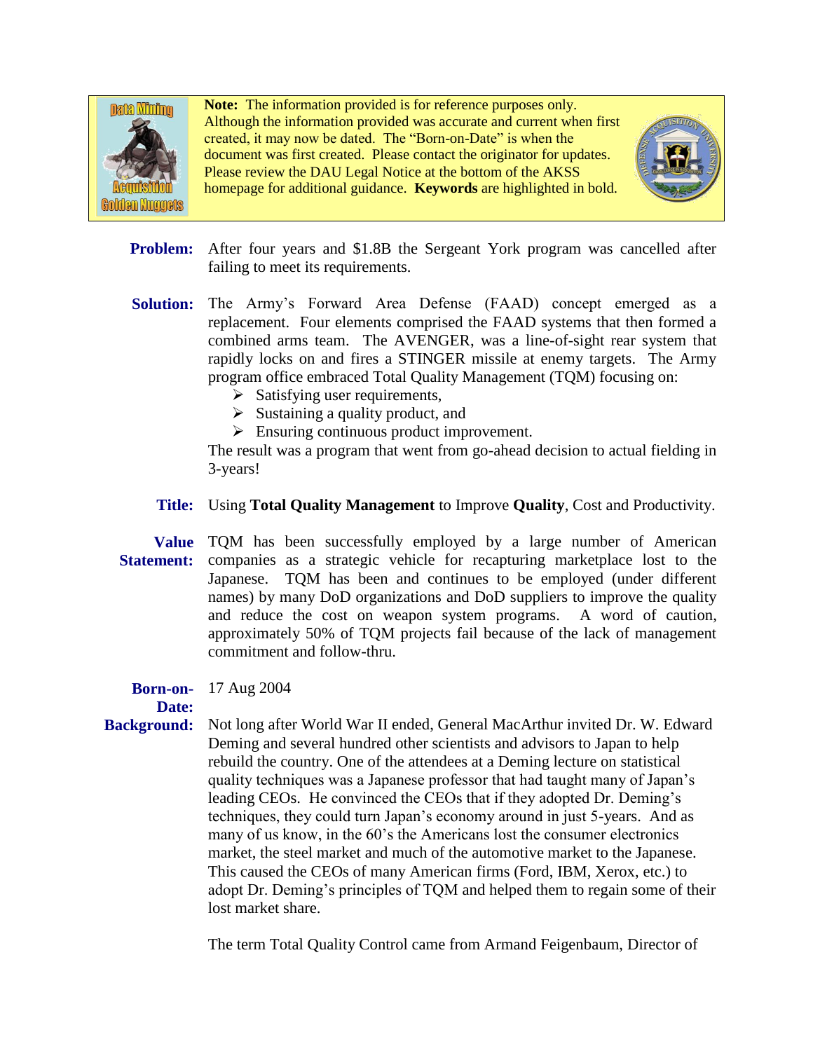**Note:** The information provided is for reference purposes only. Although the information provided was accurate and current when first created, it may now be dated. The "Born-on-Date" is when the document was first created. Please contact the originator for updates. Please review the DAU Legal Notice at the bottom of the AKSS homepage for additional guidance. **Keywords** are highlighted in bold.

**Problem:** After four years and $1.8B the Sergeant York program was cancelled after failing to meet its requirements.

**Solution:** The Army's Forward Area Defense (FAAD) concept emerged as a replacement. Four elements comprised the FAAD systems that then formed a combined arms team. The AVENGER, was a line-of-sight rear system that rapidly locks on and fires a STINGER missile at enemy targets. The Army program office embraced Total Quality Management (TQM) focusing on:

- Satisfying user requirements,
- Sustaining a quality product, and
- Ensuring continuous product improvement.

The result was a program that went from go-ahead decision to actual fielding in 3-years!

**Title:** Using **Total Quality Management** to Improve **Quality**, Cost and Productivity.

**Value Statement:** TQM has been successfully employed by a large number of American companies as a strategic vehicle for recapturing marketplace lost to the Japanese. TQM has been and continues to be employed (under different names) by many DoD organizations and DoD suppliers to improve the quality and reduce the cost on weapon system programs. A word of caution, approximately 50% of TQM projects fail because of the lack of management commitment and follow-thru.

**Born-on-Date:** 17 Aug 2004

**Background:** Not long after World War II ended, General MacArthur invited Dr. W. Edward Deming and several hundred other scientists and advisors to Japan to help rebuild the country. One of the attendees at a Deming lecture on statistical quality techniques was a Japanese professor that had taught many of Japan's leading CEOs. He convinced the CEOs that if they adopted Dr. Deming's techniques, they could turn Japan's economy around in just 5-years. And as many of us know, in the 60's the Americans lost the consumer electronics market, the steel market and much of the automotive market to the Japanese. This caused the CEOs of many American firms (Ford, IBM, Xerox, etc.) to adopt Dr. Deming's principles of TQM and helped them to regain some of their lost market share.

The term Total Quality Control came from Armand Feigenbaum, Director of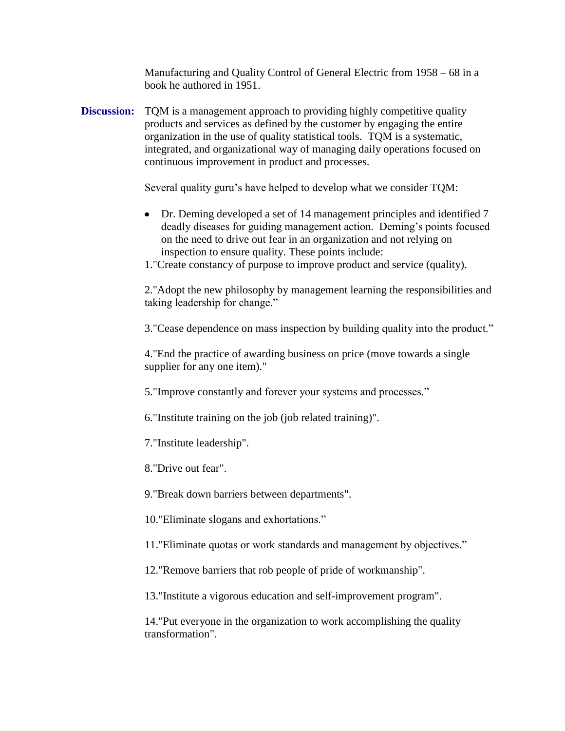Manufacturing and Quality Control of General Electric from 1958 – 68 in a book he authored in 1951.

**Discussion:** TQM is a management approach to providing highly competitive quality products and services as defined by the customer by engaging the entire organization in the use of quality statistical tools. TQM is a systematic, integrated, and organizational way of managing daily operations focused on continuous improvement in product and processes.

Several quality guru's have helped to develop what we consider TQM:

- Dr. Deming developed a set of 14 management principles and identified 7 deadly diseases for guiding management action. Deming's points focused on the need to drive out fear in an organization and not relying on inspection to ensure quality. These points include:

1."Create constancy of purpose to improve product and service (quality).

2."Adopt the new philosophy by management learning the responsibilities and taking leadership for change."

3."Cease dependence on mass inspection by building quality into the product."

4."End the practice of awarding business on price (move towards a single supplier for any one item)."

5."Improve constantly and forever your systems and processes."

6."Institute training on the job (job related training)".

7."Institute leadership".

8."Drive out fear".

9."Break down barriers between departments".

10."Eliminate slogans and exhortations."

11."Eliminate quotas or work standards and management by objectives."

12."Remove barriers that rob people of pride of workmanship".

13."Institute a vigorous education and self-improvement program".

14."Put everyone in the organization to work accomplishing the quality transformation".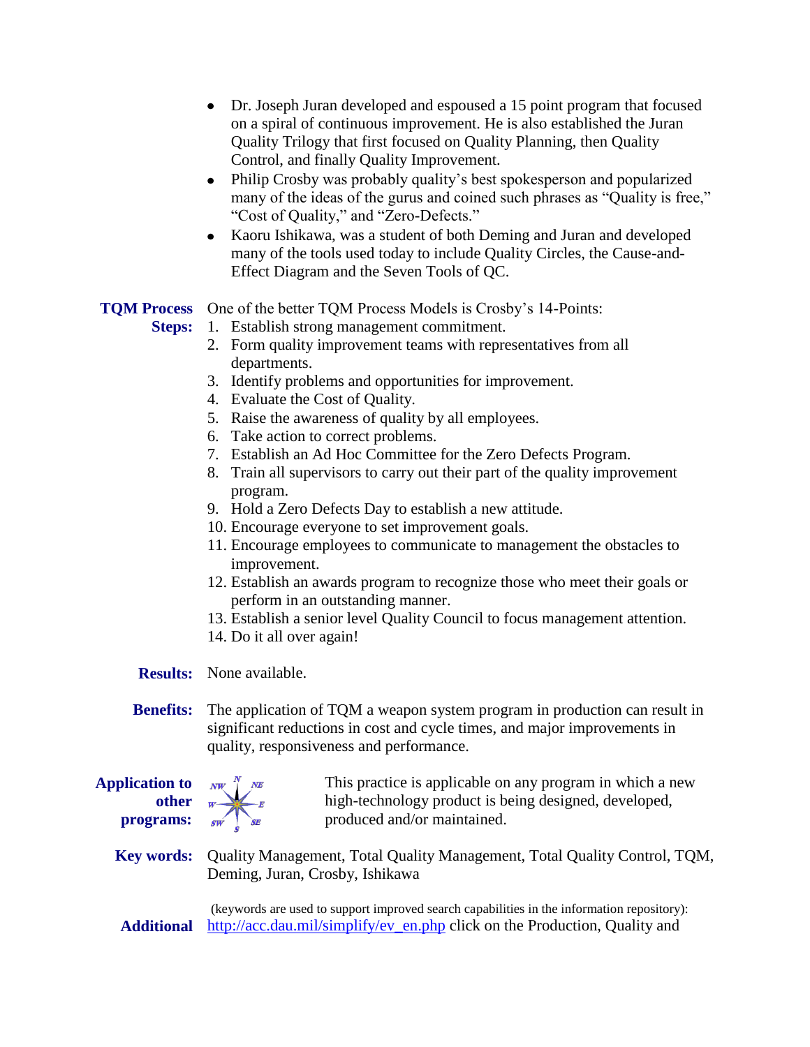- Dr. Joseph Juran developed and espoused a 15 point program that focused on a spiral of continuous improvement. He is also established the Juran Quality Trilogy that first focused on Quality Planning, then Quality Control, and finally Quality Improvement.
- Philip Crosby was probably quality's best spokesperson and popularized many of the ideas of the gurus and coined such phrases as "Quality is free," "Cost of Quality," and "Zero-Defects."
- Kaoru Ishikawa, was a student of both Deming and Juran and developed many of the tools used today to include Quality Circles, the Cause-and-Effect Diagram and the Seven Tools of QC.

**TQM Process Steps:** One of the better TQM Process Models is Crosby's 14-Points:

1. Establish strong management commitment.
2. Form quality improvement teams with representatives from all departments.
3. Identify problems and opportunities for improvement.
4. Evaluate the Cost of Quality.
5. Raise the awareness of quality by all employees.
6. Take action to correct problems.
7. Establish an Ad Hoc Committee for the Zero Defects Program.
8. Train all supervisors to carry out their part of the quality improvement program.
9. Hold a Zero Defects Day to establish a new attitude.
10. Encourage everyone to set improvement goals.
11. Encourage employees to communicate to management the obstacles to improvement.
12. Establish an awards program to recognize those who meet their goals or perform in an outstanding manner.
13. Establish a senior level Quality Council to focus management attention.
14. Do it all over again!

**Results:** None available.

**Benefits:** The application of TQM a weapon system program in production can result in significant reductions in cost and cycle times, and major improvements in quality, responsiveness and performance.

**Application to other programs:** This practice is applicable on any program in which a new high-technology product is being designed, developed, produced and/or maintained.

**Key words:** Quality Management, Total Quality Management, Total Quality Control, TQM, Deming, Juran, Crosby, Ishikawa

(keywords are used to support improved search capabilities in the information repository):

**Additional** http://acc.dau.mil/simplify/ev_en.php click on the Production, Quality and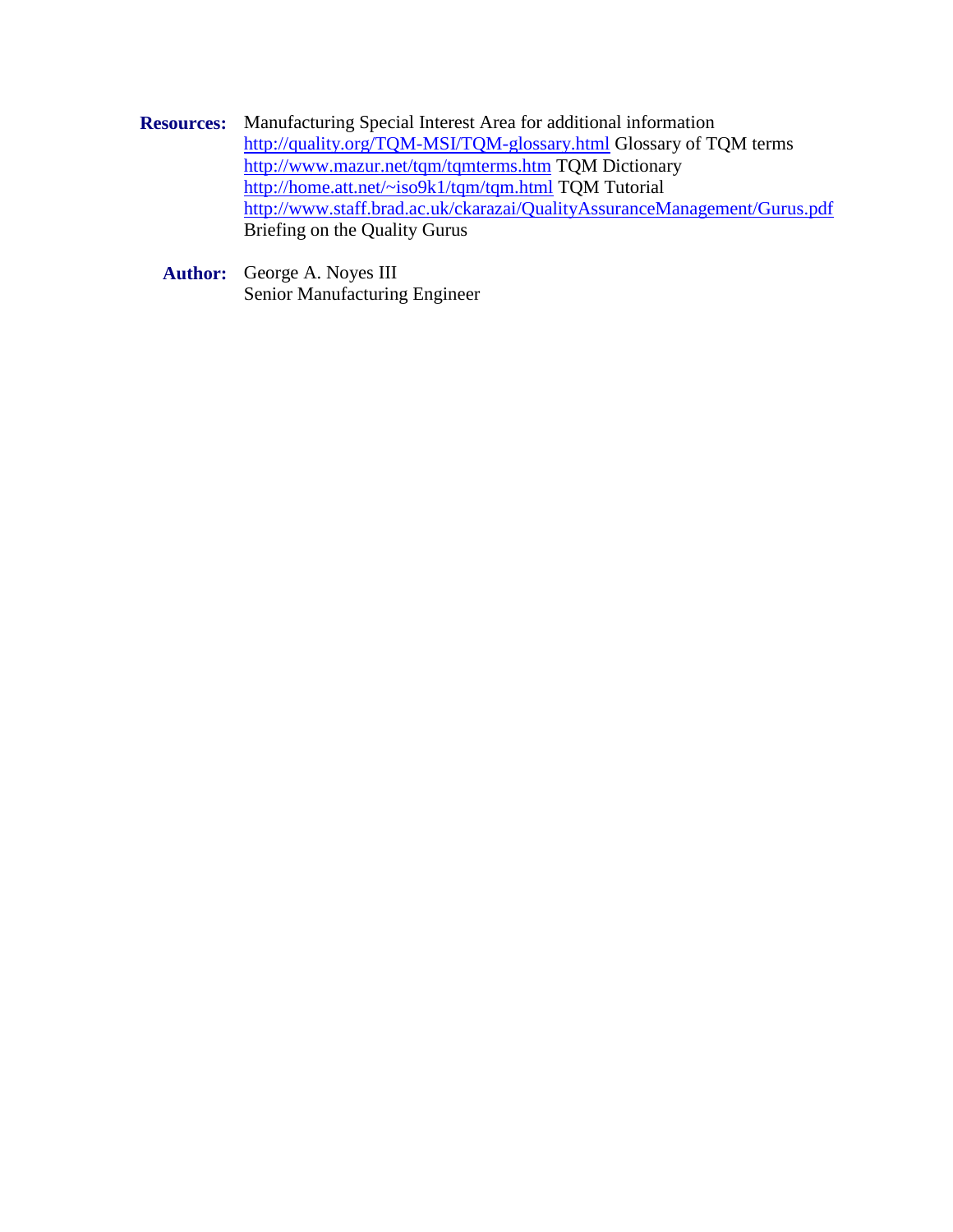**Resources:** Manufacturing Special Interest Area for additional information
http://quality.org/TQM-MSI/TQM-glossary.html Glossary of TQM terms
http://www.mazur.net/tqm/tqmterms.htm TQM Dictionary
http://home.att.net/~iso9k1/tqm/tqm.html TQM Tutorial
http://www.staff.brad.ac.uk/ckarazai/QualityAssuranceManagement/Gurus.pdf
Briefing on the Quality Gurus

**Author:** George A. Noyes III
Senior Manufacturing Engineer